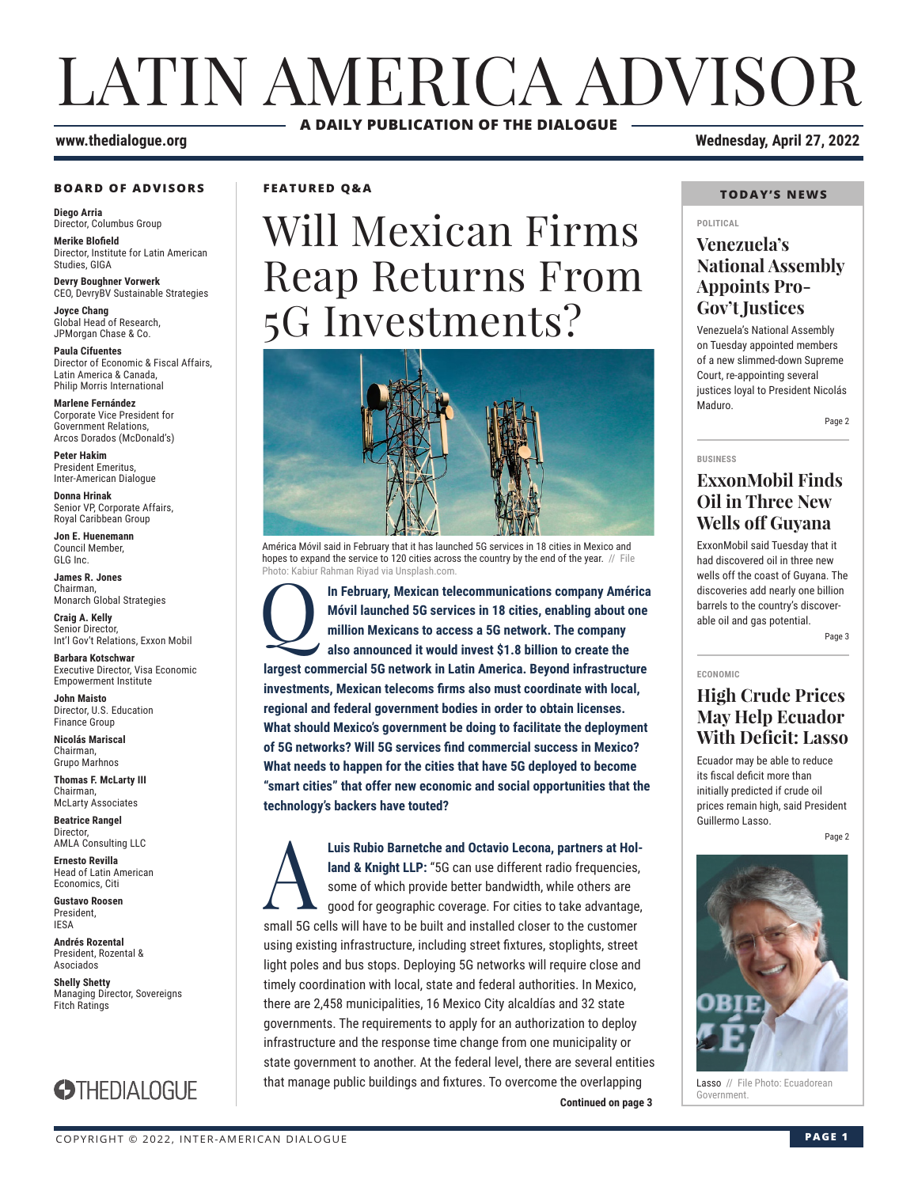# LATIN AMERICA ADVISOR

**A DAILY PUBLICATION OF THE DIALOGUE**

**www.thedialogue.org** **Wednesday, April 27, 2022**

### BOARD OF ADVISORS

**Diego Arria**
Director, Columbus Group

**Merike Blofield**
Director, Institute for Latin American Studies, GIGA

**Devry Boughner Vorwerk**
CEO, DevryBV Sustainable Strategies

**Joyce Chang**
Global Head of Research, JPMorgan Chase & Co.

**Paula Cifuentes**
Director of Economic & Fiscal Affairs, Latin America & Canada, Philip Morris International

**Marlene Fernández**
Corporate Vice President for Government Relations, Arcos Dorados (McDonald's)

**Peter Hakim**
President Emeritus, Inter-American Dialogue

**Donna Hrinak**
Senior VP, Corporate Affairs, Royal Caribbean Group

**Jon E. Huenemann**
Council Member, GLG Inc.

**James R. Jones**
Chairman, Monarch Global Strategies

**Craig A. Kelly**
Senior Director, Int'l Gov't Relations, Exxon Mobil

**Barbara Kotschwar**
Executive Director, Visa Economic Empowerment Institute

**John Maisto**
Director, U.S. Education Finance Group

**Nicolás Mariscal**
Chairman, Grupo Marhnos

**Thomas F. McLarty III**
Chairman, McLarty Associates

**Beatrice Rangel**
Director, AMLA Consulting LLC

**Ernesto Revilla**
Head of Latin American Economics, Citi

**Gustavo Roosen**
President, IESA

**Andrés Rozental**
President, Rozental & Asociados

**Shelly Shetty**
Managing Director, Sovereigns Fitch Ratings

THEDIALOGUE

### FEATURED Q&A

# Will Mexican Firms Reap Returns From 5G Investments?

América Móvil said in February that it has launched 5G services in 18 cities in Mexico and hopes to expand the service to 120 cities across the country by the end of the year. // File Photo: Kabiur Rahman Riyad via Unsplash.com.

**Q In February, Mexican telecommunications company América Móvil launched 5G services in 18 cities, enabling about one million Mexicans to access a 5G network. The company also announced it would invest $1.8 billion to create the largest commercial 5G network in Latin America. Beyond infrastructure investments, Mexican telecoms firms also must coordinate with local, regional and federal government bodies in order to obtain licenses. What should Mexico's government be doing to facilitate the deployment of 5G networks? Will 5G services find commercial success in Mexico? What needs to happen for the cities that have 5G deployed to become "smart cities" that offer new economic and social opportunities that the technology's backers have touted?**

**A Luis Rubio Barnetche and Octavio Lecona, partners at Holland & Knight LLP:** "5G can use different radio frequencies, some of which provide better bandwidth, while others are good for geographic coverage. For cities to take advantage, small 5G cells will have to be built and installed closer to the customer using existing infrastructure, including street fixtures, stoplights, street light poles and bus stops. Deploying 5G networks will require close and timely coordination with local, state and federal authorities. In Mexico, there are 2,458 municipalities, 16 Mexico City alcaldías and 32 state governments. The requirements to apply for an authorization to deploy infrastructure and the response time change from one municipality or state government to another. At the federal level, there are several entities that manage public buildings and fixtures. To overcome the overlapping

**Continued on page 3**

### TODAY'S NEWS

POLITICAL

## Venezuela's National Assembly Appoints Pro-Gov't Justices

Venezuela's National Assembly on Tuesday appointed members of a new slimmed-down Supreme Court, re-appointing several justices loyal to President Nicolás Maduro.

Page 2

BUSINESS

## ExxonMobil Finds Oil in Three New Wells off Guyana

ExxonMobil said Tuesday that it had discovered oil in three new wells off the coast of Guyana. The discoveries add nearly one billion barrels to the country's discoverable oil and gas potential.

Page 3

ECONOMIC

## High Crude Prices May Help Ecuador With Deficit: Lasso

Ecuador may be able to reduce its fiscal deficit more than initially predicted if crude oil prices remain high, said President Guillermo Lasso.

Page 2

Lasso // File Photo: Ecuadorean Government.

COPYRIGHT © 2022, INTER-AMERICAN DIALOGUE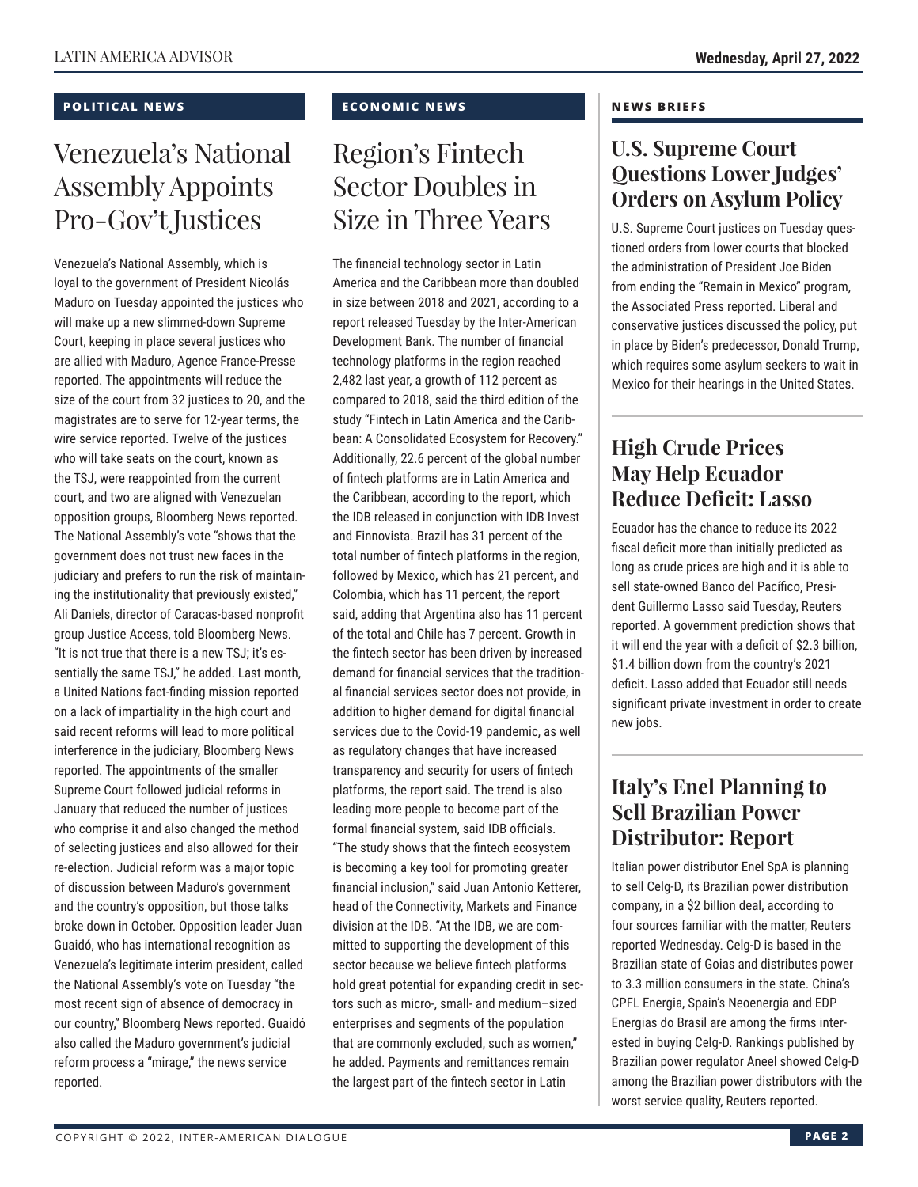## POLITICAL NEWS

# Venezuela's National Assembly Appoints Pro-Gov't Justices

Venezuela's National Assembly, which is loyal to the government of President Nicolás Maduro on Tuesday appointed the justices who will make up a new slimmed-down Supreme Court, keeping in place several justices who are allied with Maduro, Agence France-Presse reported. The appointments will reduce the size of the court from 32 justices to 20, and the magistrates are to serve for 12-year terms, the wire service reported. Twelve of the justices who will take seats on the court, known as the TSJ, were reappointed from the current court, and two are aligned with Venezuelan opposition groups, Bloomberg News reported. The National Assembly's vote "shows that the government does not trust new faces in the judiciary and prefers to run the risk of maintaining the institutionality that previously existed," Ali Daniels, director of Caracas-based nonprofit group Justice Access, told Bloomberg News. "It is not true that there is a new TSJ; it's essentially the same TSJ," he added. Last month, a United Nations fact-finding mission reported on a lack of impartiality in the high court and said recent reforms will lead to more political interference in the judiciary, Bloomberg News reported. The appointments of the smaller Supreme Court followed judicial reforms in January that reduced the number of justices who comprise it and also changed the method of selecting justices and also allowed for their re-election. Judicial reform was a major topic of discussion between Maduro's government and the country's opposition, but those talks broke down in October. Opposition leader Juan Guaidó, who has international recognition as Venezuela's legitimate interim president, called the National Assembly's vote on Tuesday "the most recent sign of absence of democracy in our country," Bloomberg News reported. Guaidó also called the Maduro government's judicial reform process a "mirage," the news service reported.

## ECONOMIC NEWS

# Region's Fintech Sector Doubles in Size in Three Years

The financial technology sector in Latin America and the Caribbean more than doubled in size between 2018 and 2021, according to a report released Tuesday by the Inter-American Development Bank. The number of financial technology platforms in the region reached 2,482 last year, a growth of 112 percent as compared to 2018, said the third edition of the study "Fintech in Latin America and the Caribbean: A Consolidated Ecosystem for Recovery." Additionally, 22.6 percent of the global number of fintech platforms are in Latin America and the Caribbean, according to the report, which the IDB released in conjunction with IDB Invest and Finnovista. Brazil has 31 percent of the total number of fintech platforms in the region, followed by Mexico, which has 21 percent, and Colombia, which has 11 percent, the report said, adding that Argentina also has 11 percent of the total and Chile has 7 percent. Growth in the fintech sector has been driven by increased demand for financial services that the traditional financial services sector does not provide, in addition to higher demand for digital financial services due to the Covid-19 pandemic, as well as regulatory changes that have increased transparency and security for users of fintech platforms, the report said. The trend is also leading more people to become part of the formal financial system, said IDB officials. "The study shows that the fintech ecosystem is becoming a key tool for promoting greater financial inclusion," said Juan Antonio Ketterer, head of the Connectivity, Markets and Finance division at the IDB. "At the IDB, we are committed to supporting the development of this sector because we believe fintech platforms hold great potential for expanding credit in sectors such as micro-, small- and medium–sized enterprises and segments of the population that are commonly excluded, such as women," he added. Payments and remittances remain the largest part of the fintech sector in Latin

## NEWS BRIEFS

### U.S. Supreme Court Questions Lower Judges' Orders on Asylum Policy

U.S. Supreme Court justices on Tuesday questioned orders from lower courts that blocked the administration of President Joe Biden from ending the "Remain in Mexico" program, the Associated Press reported. Liberal and conservative justices discussed the policy, put in place by Biden's predecessor, Donald Trump, which requires some asylum seekers to wait in Mexico for their hearings in the United States.

### High Crude Prices May Help Ecuador Reduce Deficit: Lasso

Ecuador has the chance to reduce its 2022 fiscal deficit more than initially predicted as long as crude prices are high and it is able to sell state-owned Banco del Pacífico, President Guillermo Lasso said Tuesday, Reuters reported. A government prediction shows that it will end the year with a deficit of $2.3 billion, $1.4 billion down from the country's 2021 deficit. Lasso added that Ecuador still needs significant private investment in order to create new jobs.

### Italy's Enel Planning to Sell Brazilian Power Distributor: Report

Italian power distributor Enel SpA is planning to sell Celg-D, its Brazilian power distribution company, in a $2 billion deal, according to four sources familiar with the matter, Reuters reported Wednesday. Celg-D is based in the Brazilian state of Goias and distributes power to 3.3 million consumers in the state. China's CPFL Energia, Spain's Neoenergia and EDP Energias do Brasil are among the firms interested in buying Celg-D. Rankings published by Brazilian power regulator Aneel showed Celg-D among the Brazilian power distributors with the worst service quality, Reuters reported.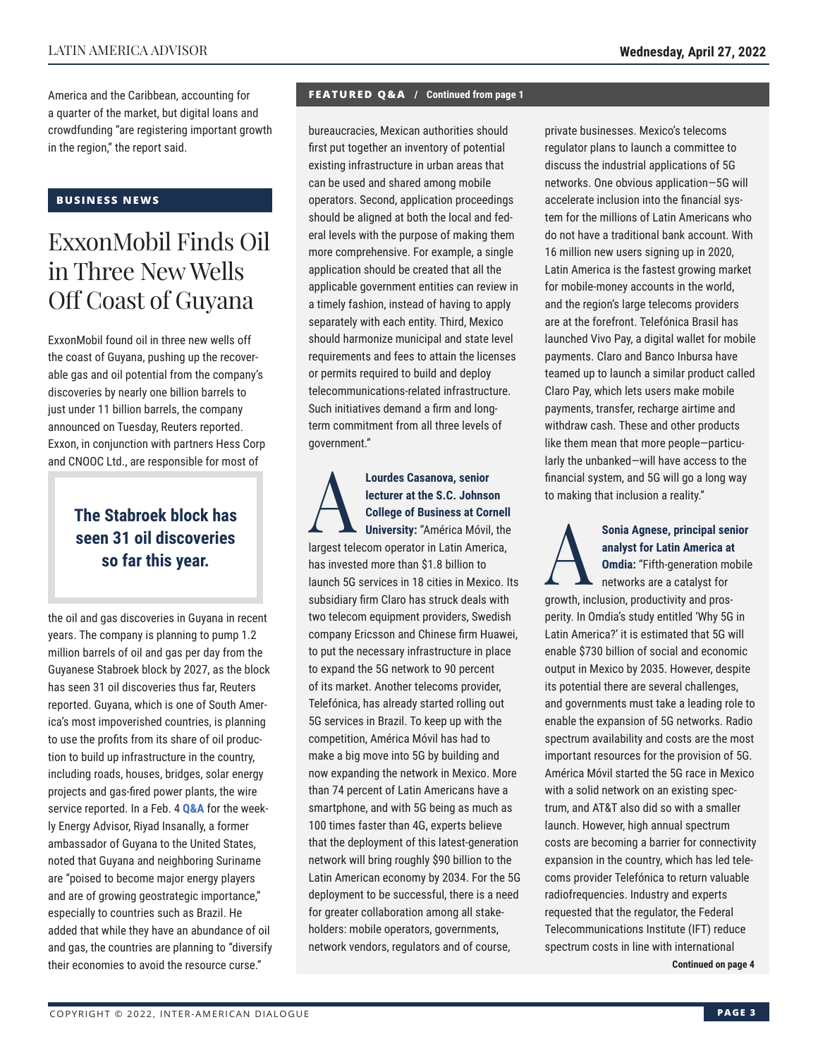America and the Caribbean, accounting for a quarter of the market, but digital loans and crowdfunding "are registering important growth in the region," the report said.

## BUSINESS NEWS

# ExxonMobil Finds Oil in Three New Wells Off Coast of Guyana

ExxonMobil found oil in three new wells off the coast of Guyana, pushing up the recoverable gas and oil potential from the company's discoveries by nearly one billion barrels to just under 11 billion barrels, the company announced on Tuesday, Reuters reported. Exxon, in conjunction with partners Hess Corp and CNOOC Ltd., are responsible for most of the oil and gas discoveries in Guyana in recent years. The company is planning to pump 1.2 million barrels of oil and gas per day from the Guyanese Stabroek block by 2027, as the block has seen 31 oil discoveries thus far, Reuters reported. Guyana, which is one of South America's most impoverished countries, is planning to use the profits from its share of oil production to build up infrastructure in the country, including roads, houses, bridges, solar energy projects and gas-fired power plants, the wire service reported. In a Feb. 4 Q&A for the weekly Energy Advisor, Riyad Insanally, a former ambassador of Guyana to the United States, noted that Guyana and neighboring Suriname are "poised to become major energy players and are of growing geostrategic importance," especially to countries such as Brazil. He added that while they have an abundance of oil and gas, the countries are planning to "diversify their economies to avoid the resource curse."

> **The Stabroek block has seen 31 oil discoveries so far this year.**

## FEATURED Q&A / Continued from page 1

bureaucracies, Mexican authorities should first put together an inventory of potential existing infrastructure in urban areas that can be used and shared among mobile operators. Second, application proceedings should be aligned at both the local and federal levels with the purpose of making them more comprehensive. For example, a single application should be created that all the applicable government entities can review in a timely fashion, instead of having to apply separately with each entity. Third, Mexico should harmonize municipal and state level requirements and fees to attain the licenses or permits required to build and deploy telecommunications-related infrastructure. Such initiatives demand a firm and long-term commitment from all three levels of government."

**A** **Lourdes Casanova, senior lecturer at the S.C. Johnson College of Business at Cornell University:** "América Móvil, the largest telecom operator in Latin America, has invested more than $1.8 billion to launch 5G services in 18 cities in Mexico. Its subsidiary firm Claro has struck deals with two telecom equipment providers, Swedish company Ericsson and Chinese firm Huawei, to put the necessary infrastructure in place to expand the 5G network to 90 percent of its market. Another telecoms provider, Telefónica, has already started rolling out 5G services in Brazil. To keep up with the competition, América Móvil has had to make a big move into 5G by building and now expanding the network in Mexico. More than 74 percent of Latin Americans have a smartphone, and with 5G being as much as 100 times faster than 4G, experts believe that the deployment of this latest-generation network will bring roughly $90 billion to the Latin American economy by 2034. For the 5G deployment to be successful, there is a need for greater collaboration among all stakeholders: mobile operators, governments, network vendors, regulators and of course, private businesses. Mexico's telecoms regulator plans to launch a committee to discuss the industrial applications of 5G networks. One obvious application—5G will accelerate inclusion into the financial system for the millions of Latin Americans who do not have a traditional bank account. With 16 million new users signing up in 2020, Latin America is the fastest growing market for mobile-money accounts in the world, and the region's large telecoms providers are at the forefront. Telefónica Brasil has launched Vivo Pay, a digital wallet for mobile payments. Claro and Banco Inbursa have teamed up to launch a similar product called Claro Pay, which lets users make mobile payments, transfer, recharge airtime and withdraw cash. These and other products like them mean that more people—particularly the unbanked—will have access to the financial system, and 5G will go a long way to making that inclusion a reality."

**A** **Sonia Agnese, principal senior analyst for Latin America at Omdia:** "Fifth-generation mobile networks are a catalyst for growth, inclusion, productivity and prosperity. In Omdia's study entitled 'Why 5G in Latin America?' it is estimated that 5G will enable $730 billion of social and economic output in Mexico by 2035. However, despite its potential there are several challenges, and governments must take a leading role to enable the expansion of 5G networks. Radio spectrum availability and costs are the most important resources for the provision of 5G. América Móvil started the 5G race in Mexico with a solid network on an existing spectrum, and AT&T also did so with a smaller launch. However, high annual spectrum costs are becoming a barrier for connectivity expansion in the country, which has led telecoms provider Telefónica to return valuable radiofrequencies. Industry and experts requested that the regulator, the Federal Telecommunications Institute (IFT) reduce spectrum costs in line with international

Continued on page 4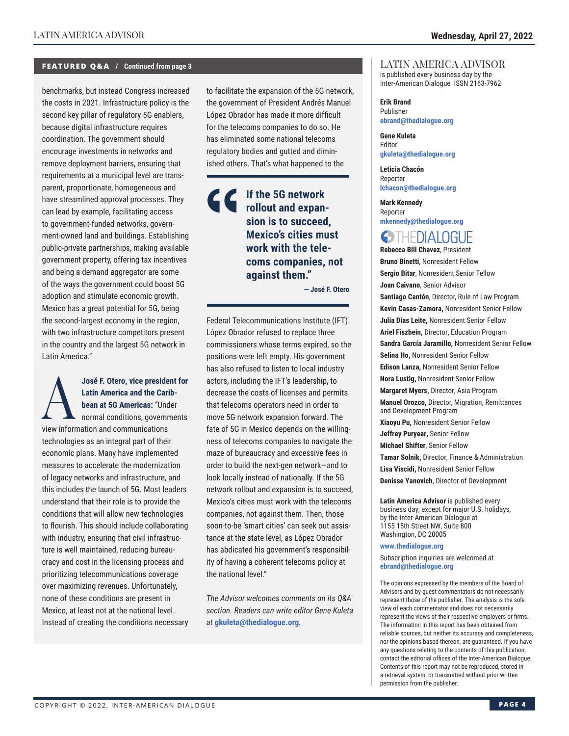**FEATURED Q&A / Continued from page 3**

benchmarks, but instead Congress increased the costs in 2021. Infrastructure policy is the second key pillar of regulatory 5G enablers, because digital infrastructure requires coordination. The government should encourage investments in networks and remove deployment barriers, ensuring that requirements at a municipal level are transparent, proportionate, homogeneous and have streamlined approval processes. They can lead by example, facilitating access to government-funded networks, government-owned land and buildings. Establishing public-private partnerships, making available government property, offering tax incentives and being a demand aggregator are some of the ways the government could boost 5G adoption and stimulate economic growth. Mexico has a great potential for 5G, being the second-largest economy in the region, with two infrastructure competitors present in the country and the largest 5G network in Latin America."

**A**

**José F. Otero, vice president for Latin America and the Caribbean at 5G Americas:** "Under normal conditions, governments view information and communications technologies as an integral part of their economic plans. Many have implemented measures to accelerate the modernization of legacy networks and infrastructure, and this includes the launch of 5G. Most leaders understand that their role is to provide the conditions that will allow new technologies to flourish. This should include collaborating with industry, ensuring that civil infrastructure is well maintained, reducing bureaucracy and cost in the licensing process and prioritizing telecommunications coverage over maximizing revenues. Unfortunately, none of these conditions are present in Mexico, at least not at the national level. Instead of creating the conditions necessary to facilitate the expansion of the 5G network, the government of President Andrés Manuel López Obrador has made it more difficult for the telecoms companies to do so. He has eliminated some national telecoms regulatory bodies and gutted and diminished others. That's what happened to the Federal Telecommunications Institute (IFT). López Obrador refused to replace three commissioners whose terms expired, so the positions were left empty. His government has also refused to listen to local industry actors, including the IFT's leadership, to decrease the costs of licenses and permits that telecoms operators need in order to move 5G network expansion forward. The fate of 5G in Mexico depends on the willingness of telecoms companies to navigate the maze of bureaucracy and excessive fees in order to build the next-gen network—and to look locally instead of nationally. If the 5G network rollout and expansion is to succeed, Mexico's cities must work with the telecoms companies, not against them. Then, those soon-to-be 'smart cities' can seek out assistance at the state level, as López Obrador has abdicated his government's responsibility of having a coherent telecoms policy at the national level."

> **"If the 5G network rollout and expansion is to succeed, Mexico's cities must work with the telecoms companies, not against them."**
>
> **— José F. Otero**

*The Advisor welcomes comments on its Q&A section. Readers can write editor Gene Kuleta at* **gkuleta@thedialogue.org***.*

---

LATIN AMERICA ADVISOR
is published every business day by the Inter-American Dialogue ISSN 2163-7962

**Erik Brand**
Publisher
**ebrand@thedialogue.org**

**Gene Kuleta**
Editor
**gkuleta@thedialogue.org**

**Leticia Chacón**
Reporter
**lchacon@thedialogue.org**

**Mark Kennedy**
Reporter
**mkennedy@thedialogue.org**

THEDIALOGUE

**Rebecca Bill Chavez**, President
**Bruno Binetti**, Nonresident Fellow
**Sergio Bitar**, Nonresident Senior Fellow
**Joan Caivano**, Senior Advisor
**Santiago Cantón**, Director, Rule of Law Program
**Kevin Casas-Zamora,** Nonresident Senior Fellow
**Julia Dias Leite,** Nonresident Senior Fellow
**Ariel Fiszbein,** Director, Education Program
**Sandra García Jaramillo,** Nonresident Senior Fellow
**Selina Ho,** Nonresident Senior Fellow
**Edison Lanza,** Nonresident Senior Fellow
**Nora Lustig,** Nonresident Senior Fellow
**Margaret Myers,** Director, Asia Program
**Manuel Orozco,** Director, Migration, Remittances and Development Program
**Xiaoyu Pu,** Nonresident Senior Fellow
**Jeffrey Puryear,** Senior Fellow
**Michael Shifter**, Senior Fellow
**Tamar Solnik,** Director, Finance & Administration
**Lisa Viscidi,** Nonresident Senior Fellow
**Denisse Yanovich**, Director of Development

**Latin America Advisor** is published every business day, except for major U.S. holidays, by the Inter-American Dialogue at
1155 15th Street NW, Suite 800
Washington, DC 20005

**www.thedialogue.org**

Subscription inquiries are welcomed at
**ebrand@thedialogue.org**

The opinions expressed by the members of the Board of Advisors and by guest commentators do not necessarily represent those of the publisher. The analysis is the sole view of each commentator and does not necessarily represent the views of their respective employers or firms. The information in this report has been obtained from reliable sources, but neither its accuracy and completeness, nor the opinions based thereon, are guaranteed. If you have any questions relating to the contents of this publication, contact the editorial offices of the Inter-American Dialogue. Contents of this report may not be reproduced, stored in a retrieval system, or transmitted without prior written permission from the publisher.